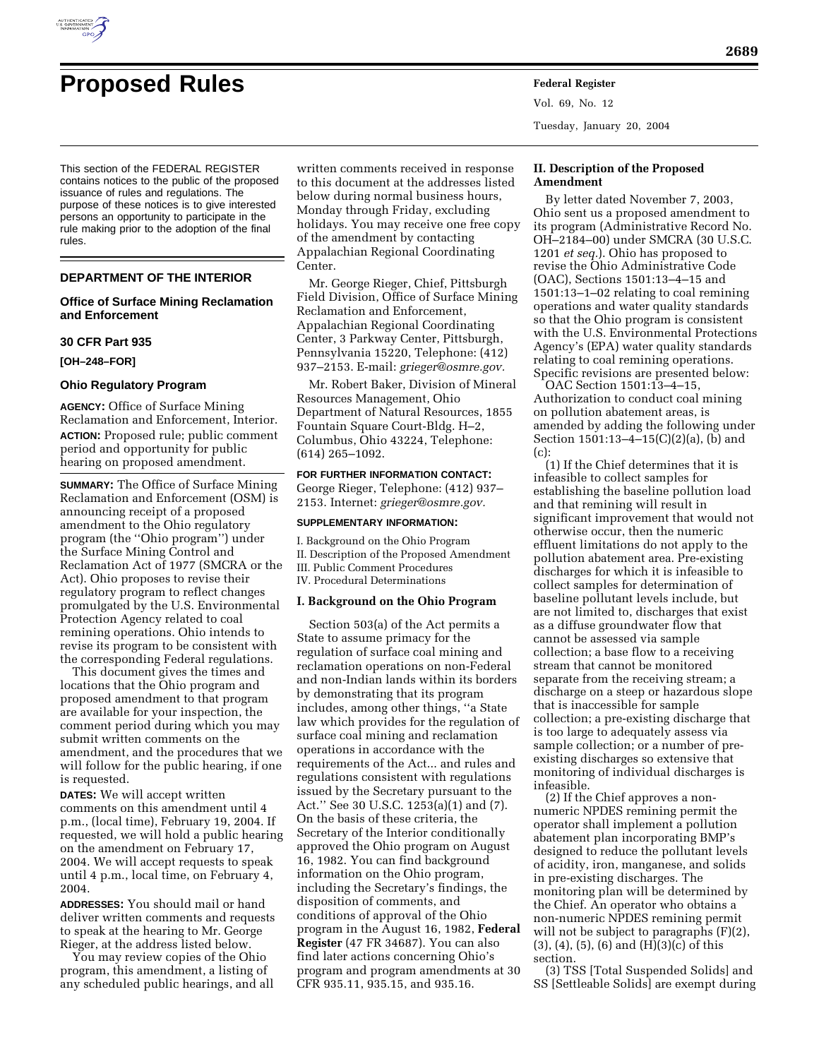# Proposed Rules

This section of the FEDERAL REGISTER contains notices to the public of the proposed issuance of rules and regulations. The purpose of these notices is to give interested persons an opportunity to participate in the rule making prior to the adoption of the final rules.

## DEPARTMENT OF THE INTERIOR

### Office of Surface Mining Reclamation and Enforcement

### 30 CFR Part 935

**[OH–248–FOR]**

### Ohio Regulatory Program

**AGENCY:** Office of Surface Mining Reclamation and Enforcement, Interior.

**ACTION:** Proposed rule; public comment period and opportunity for public hearing on proposed amendment.

**SUMMARY:** The Office of Surface Mining Reclamation and Enforcement (OSM) is announcing receipt of a proposed amendment to the Ohio regulatory program (the ''Ohio program'') under the Surface Mining Control and Reclamation Act of 1977 (SMCRA or the Act). Ohio proposes to revise their regulatory program to reflect changes promulgated by the U.S. Environmental Protection Agency related to coal remining operations. Ohio intends to revise its program to be consistent with the corresponding Federal regulations.

This document gives the times and locations that the Ohio program and proposed amendment to that program are available for your inspection, the comment period during which you may submit written comments on the amendment, and the procedures that we will follow for the public hearing, if one is requested.

**DATES:** We will accept written comments on this amendment until 4 p.m., (local time), February 19, 2004. If requested, we will hold a public hearing on the amendment on February 17, 2004. We will accept requests to speak until 4 p.m., local time, on February 4, 2004.

**ADDRESSES:** You should mail or hand deliver written comments and requests to speak at the hearing to Mr. George Rieger, at the address listed below.

You may review copies of the Ohio program, this amendment, a listing of any scheduled public hearings, and all written comments received in response to this document at the addresses listed below during normal business hours, Monday through Friday, excluding holidays. You may receive one free copy of the amendment by contacting Appalachian Regional Coordinating Center.

Mr. George Rieger, Chief, Pittsburgh Field Division, Office of Surface Mining Reclamation and Enforcement, Appalachian Regional Coordinating Center, 3 Parkway Center, Pittsburgh, Pennsylvania 15220, Telephone: (412) 937–2153. E-mail: *grieger@osmre.gov.*

Mr. Robert Baker, Division of Mineral Resources Management, Ohio Department of Natural Resources, 1855 Fountain Square Court-Bldg. H–2, Columbus, Ohio 43224, Telephone: (614) 265–1092.

**FOR FURTHER INFORMATION CONTACT:** George Rieger, Telephone: (412) 937–2153. Internet: *grieger@osmre.gov.*

**SUPPLEMENTARY INFORMATION:**

I. Background on the Ohio Program
II. Description of the Proposed Amendment
III. Public Comment Procedures
IV. Procedural Determinations

## I. Background on the Ohio Program

Section 503(a) of the Act permits a State to assume primacy for the regulation of surface coal mining and reclamation operations on non-Federal and non-Indian lands within its borders by demonstrating that its program includes, among other things, ''a State law which provides for the regulation of surface coal mining and reclamation operations in accordance with the requirements of the Act... and rules and regulations consistent with regulations issued by the Secretary pursuant to the Act.'' See 30 U.S.C. 1253(a)(1) and (7). On the basis of these criteria, the Secretary of the Interior conditionally approved the Ohio program on August 16, 1982. You can find background information on the Ohio program, including the Secretary's findings, the disposition of comments, and conditions of approval of the Ohio program in the August 16, 1982, **Federal Register** (47 FR 34687). You can also find later actions concerning Ohio's program and program amendments at 30 CFR 935.11, 935.15, and 935.16.

## II. Description of the Proposed Amendment

By letter dated November 7, 2003, Ohio sent us a proposed amendment to its program (Administrative Record No. OH–2184–00) under SMCRA (30 U.S.C. 1201 *et seq.*). Ohio has proposed to revise the Ohio Administrative Code (OAC), Sections 1501:13–4–15 and 1501:13–1–02 relating to coal remining operations and water quality standards so that the Ohio program is consistent with the U.S. Environmental Protections Agency's (EPA) water quality standards relating to coal remining operations. Specific revisions are presented below:

OAC Section 1501:13–4–15, Authorization to conduct coal mining on pollution abatement areas, is amended by adding the following under Section 1501:13–4–15(C)(2)(a), (b) and (c):

(1) If the Chief determines that it is infeasible to collect samples for establishing the baseline pollution load and that remining will result in significant improvement that would not otherwise occur, then the numeric effluent limitations do not apply to the pollution abatement area. Pre-existing discharges for which it is infeasible to collect samples for determination of baseline pollutant levels include, but are not limited to, discharges that exist as a diffuse groundwater flow that cannot be assessed via sample collection; a base flow to a receiving stream that cannot be monitored separate from the receiving stream; a discharge on a steep or hazardous slope that is inaccessible for sample collection; a pre-existing discharge that is too large to adequately assess via sample collection; or a number of pre-existing discharges so extensive that monitoring of individual discharges is infeasible.

(2) If the Chief approves a non-numeric NPDES remining permit the operator shall implement a pollution abatement plan incorporating BMP's designed to reduce the pollutant levels of acidity, iron, manganese, and solids in pre-existing discharges. The monitoring plan will be determined by the Chief. An operator who obtains a non-numeric NPDES remining permit will not be subject to paragraphs (F)(2), (3), (4), (5), (6) and (H)(3)(c) of this section.

(3) TSS [Total Suspended Solids] and SS [Settleable Solids] are exempt during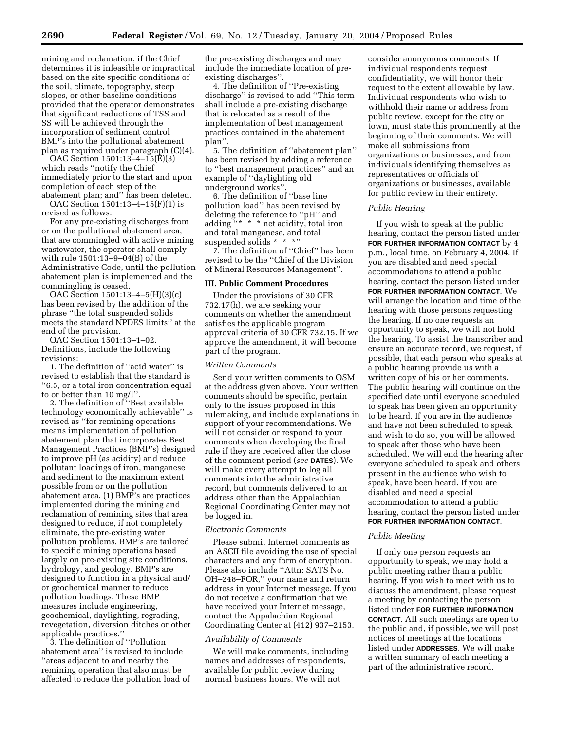mining and reclamation, if the Chief determines it is infeasible or impractical based on the site specific conditions of the soil, climate, topography, steep slopes, or other baseline conditions provided that the operator demonstrates that significant reductions of TSS and SS will be achieved through the incorporation of sediment control BMP's into the pollutional abatement plan as required under paragraph (C)(4).

OAC Section 1501:13–4–15(E)(3) which reads ''notify the Chief immediately prior to the start and upon completion of each step of the abatement plan; and'' has been deleted.

OAC Section 1501:13–4–15(F)(1) is revised as follows:

For any pre-existing discharges from or on the pollutional abatement area, that are commingled with active mining wastewater, the operator shall comply with rule 1501:13–9–04(B) of the Administrative Code, until the pollution abatement plan is implemented and the commingling is ceased.

OAC Section 1501:13–4–5(H)(3)(c) has been revised by the addition of the phrase ''the total suspended solids meets the standard NPDES limits'' at the end of the provision.

OAC Section 1501:13–1–02. Definitions, include the following revisions:

1. The definition of ''acid water'' is revised to establish that the standard is ''6.5, or a total iron concentration equal to or better than 10 mg/l''.

2. The definition of ''Best available technology economically achievable'' is revised as ''for remining operations means implementation of pollution abatement plan that incorporates Best Management Practices (BMP's) designed to improve pH (as acidity) and reduce pollutant loadings of iron, manganese and sediment to the maximum extent possible from or on the pollution abatement area. (1) BMP's are practices implemented during the mining and reclamation of remining sites that area designed to reduce, if not completely eliminate, the pre-existing water pollution problems. BMP's are tailored to specific mining operations based largely on pre-existing site conditions, hydrology, and geology. BMP's are designed to function in a physical and/or geochemical manner to reduce pollution loadings. These BMP measures include engineering, geochemical, daylighting, regrading, revegetation, diversion ditches or other applicable practices.''

3. The definition of ''Pollution abatement area'' is revised to include ''areas adjacent to and nearby the remining operation that also must be affected to reduce the pollution load of the pre-existing discharges and may include the immediate location of pre-existing discharges''.

4. The definition of ''Pre-existing discharge'' is revised to add ''This term shall include a pre-existing discharge that is relocated as a result of the implementation of best management practices contained in the abatement plan''.

5. The definition of ''abatement plan'' has been revised by adding a reference to ''best management practices'' and an example of ''daylighting old underground works''.

6. The definition of ''base line pollution load'' has been revised by deleting the reference to ''pH'' and adding ''* * * net acidity, total iron and total manganese, and total suspended solids * * *''

7. The definition of ''Chief'' has been revised to be the ''Chief of the Division of Mineral Resources Management''.

## III. Public Comment Procedures

Under the provisions of 30 CFR 732.17(h), we are seeking your comments on whether the amendment satisfies the applicable program approval criteria of 30 CFR 732.15. If we approve the amendment, it will become part of the program.

### *Written Comments*

Send your written comments to OSM at the address given above. Your written comments should be specific, pertain only to the issues proposed in this rulemaking, and include explanations in support of your recommendations. We will not consider or respond to your comments when developing the final rule if they are received after the close of the comment period (*see* **DATES**). We will make every attempt to log all comments into the administrative record, but comments delivered to an address other than the Appalachian Regional Coordinating Center may not be logged in.

### *Electronic Comments*

Please submit Internet comments as an ASCII file avoiding the use of special characters and any form of encryption. Please also include ''Attn: SATS No. OH–248–FOR,'' your name and return address in your Internet message. If you do not receive a confirmation that we have received your Internet message, contact the Appalachian Regional Coordinating Center at (412) 937–2153.

### *Availability of Comments*

We will make comments, including names and addresses of respondents, available for public review during normal business hours. We will not consider anonymous comments. If individual respondents request confidentiality, we will honor their request to the extent allowable by law. Individual respondents who wish to withhold their name or address from public review, except for the city or town, must state this prominently at the beginning of their comments. We will make all submissions from organizations or businesses, and from individuals identifying themselves as representatives or officials of organizations or businesses, available for public review in their entirety.

### *Public Hearing*

If you wish to speak at the public hearing, contact the person listed under **FOR FURTHER INFORMATION CONTACT** by 4 p.m., local time, on February 4, 2004. If you are disabled and need special accommodations to attend a public hearing, contact the person listed under **FOR FURTHER INFORMATION CONTACT**. We will arrange the location and time of the hearing with those persons requesting the hearing. If no one requests an opportunity to speak, we will not hold the hearing. To assist the transcriber and ensure an accurate record, we request, if possible, that each person who speaks at a public hearing provide us with a written copy of his or her comments. The public hearing will continue on the specified date until everyone scheduled to speak has been given an opportunity to be heard. If you are in the audience and have not been scheduled to speak and wish to do so, you will be allowed to speak after those who have been scheduled. We will end the hearing after everyone scheduled to speak and others present in the audience who wish to speak, have been heard. If you are disabled and need a special accommodation to attend a public hearing, contact the person listed under **FOR FURTHER INFORMATION CONTACT**.

### *Public Meeting*

If only one person requests an opportunity to speak, we may hold a public meeting rather than a public hearing. If you wish to meet with us to discuss the amendment, please request a meeting by contacting the person listed under **FOR FURTHER INFORMATION CONTACT**. All such meetings are open to the public and, if possible, we will post notices of meetings at the locations listed under **ADDRESSES**. We will make a written summary of each meeting a part of the administrative record.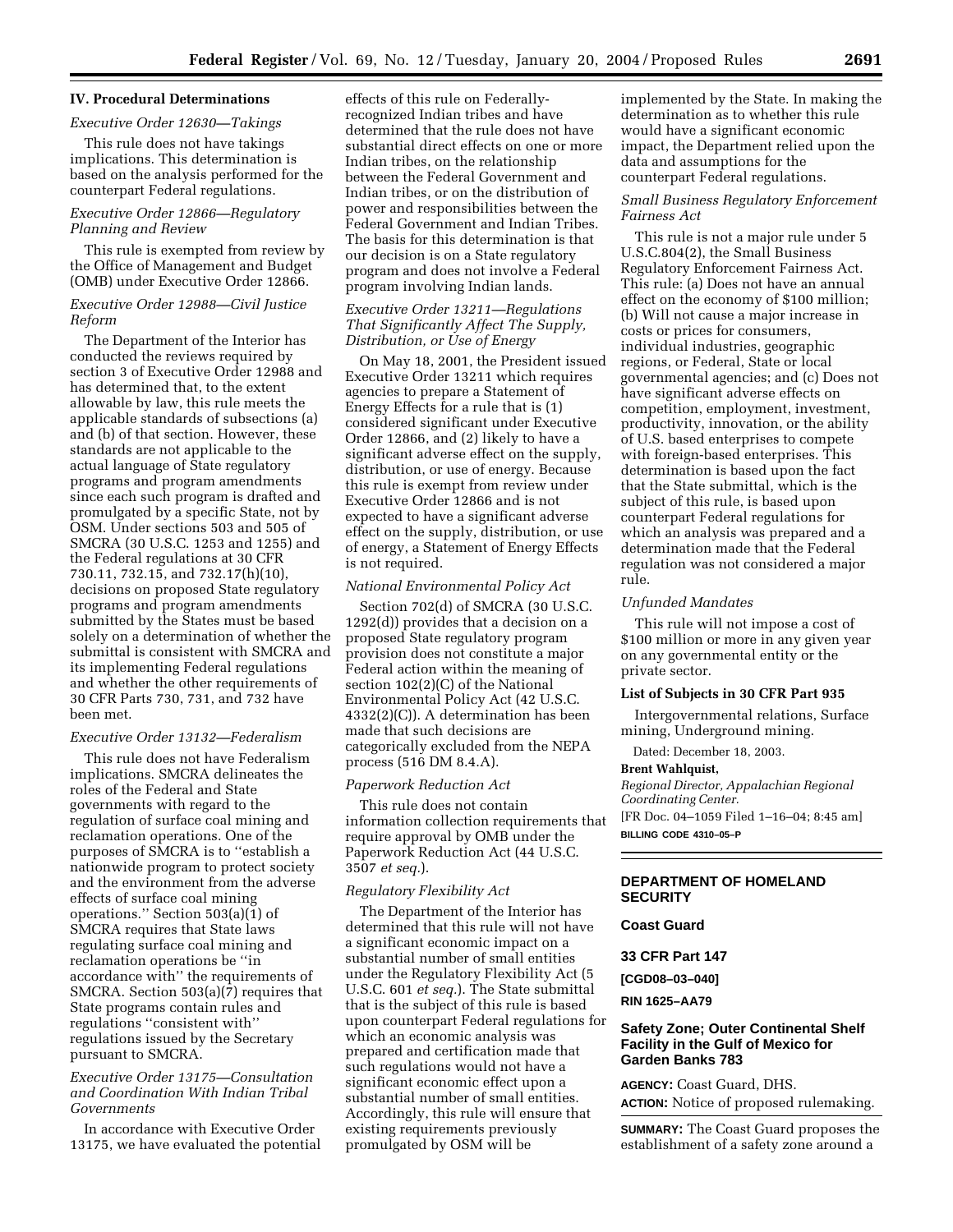## IV. Procedural Determinations

*Executive Order 12630—Takings*

This rule does not have takings implications. This determination is based on the analysis performed for the counterpart Federal regulations.

*Executive Order 12866—Regulatory Planning and Review*

This rule is exempted from review by the Office of Management and Budget (OMB) under Executive Order 12866.

*Executive Order 12988—Civil Justice Reform*

The Department of the Interior has conducted the reviews required by section 3 of Executive Order 12988 and has determined that, to the extent allowable by law, this rule meets the applicable standards of subsections (a) and (b) of that section. However, these standards are not applicable to the actual language of State regulatory programs and program amendments since each such program is drafted and promulgated by a specific State, not by OSM. Under sections 503 and 505 of SMCRA (30 U.S.C. 1253 and 1255) and the Federal regulations at 30 CFR 730.11, 732.15, and 732.17(h)(10), decisions on proposed State regulatory programs and program amendments submitted by the States must be based solely on a determination of whether the submittal is consistent with SMCRA and its implementing Federal regulations and whether the other requirements of 30 CFR Parts 730, 731, and 732 have been met.

*Executive Order 13132—Federalism*

This rule does not have Federalism implications. SMCRA delineates the roles of the Federal and State governments with regard to the regulation of surface coal mining and reclamation operations. One of the purposes of SMCRA is to "establish a nationwide program to protect society and the environment from the adverse effects of surface coal mining operations." Section 503(a)(1) of SMCRA requires that State laws regulating surface coal mining and reclamation operations be "in accordance with" the requirements of SMCRA. Section 503(a)(7) requires that State programs contain rules and regulations "consistent with" regulations issued by the Secretary pursuant to SMCRA.

*Executive Order 13175—Consultation and Coordination With Indian Tribal Governments*

In accordance with Executive Order 13175, we have evaluated the potential effects of this rule on Federally-recognized Indian tribes and have determined that the rule does not have substantial direct effects on one or more Indian tribes, on the relationship between the Federal Government and Indian tribes, or on the distribution of power and responsibilities between the Federal Government and Indian Tribes. The basis for this determination is that our decision is on a State regulatory program and does not involve a Federal program involving Indian lands.

*Executive Order 13211—Regulations That Significantly Affect The Supply, Distribution, or Use of Energy*

On May 18, 2001, the President issued Executive Order 13211 which requires agencies to prepare a Statement of Energy Effects for a rule that is (1) considered significant under Executive Order 12866, and (2) likely to have a significant adverse effect on the supply, distribution, or use of energy. Because this rule is exempt from review under Executive Order 12866 and is not expected to have a significant adverse effect on the supply, distribution, or use of energy, a Statement of Energy Effects is not required.

*National Environmental Policy Act*

Section 702(d) of SMCRA (30 U.S.C. 1292(d)) provides that a decision on a proposed State regulatory program provision does not constitute a major Federal action within the meaning of section 102(2)(C) of the National Environmental Policy Act (42 U.S.C. 4332(2)(C)). A determination has been made that such decisions are categorically excluded from the NEPA process (516 DM 8.4.A).

*Paperwork Reduction Act*

This rule does not contain information collection requirements that require approval by OMB under the Paperwork Reduction Act (44 U.S.C. 3507 *et seq.*).

*Regulatory Flexibility Act*

The Department of the Interior has determined that this rule will not have a significant economic impact on a substantial number of small entities under the Regulatory Flexibility Act (5 U.S.C. 601 *et seq.*). The State submittal that is the subject of this rule is based upon counterpart Federal regulations for which an economic analysis was prepared and certification made that such regulations would not have a significant economic effect upon a substantial number of small entities. Accordingly, this rule will ensure that existing requirements previously promulgated by OSM will be implemented by the State. In making the determination as to whether this rule would have a significant economic impact, the Department relied upon the data and assumptions for the counterpart Federal regulations.

*Small Business Regulatory Enforcement Fairness Act*

This rule is not a major rule under 5 U.S.C.804(2), the Small Business Regulatory Enforcement Fairness Act. This rule: (a) Does not have an annual effect on the economy of $100 million; (b) Will not cause a major increase in costs or prices for consumers, individual industries, geographic regions, or Federal, State or local governmental agencies; and (c) Does not have significant adverse effects on competition, employment, investment, productivity, innovation, or the ability of U.S. based enterprises to compete with foreign-based enterprises. This determination is based upon the fact that the State submittal, which is the subject of this rule, is based upon counterpart Federal regulations for which an analysis was prepared and a determination made that the Federal regulation was not considered a major rule.

*Unfunded Mandates*

This rule will not impose a cost of $100 million or more in any given year on any governmental entity or the private sector.

**List of Subjects in 30 CFR Part 935**

Intergovernmental relations, Surface mining, Underground mining.

Dated: December 18, 2003.

**Brent Wahlquist,**

*Regional Director, Appalachian Regional Coordinating Center.*

[FR Doc. 04–1059 Filed 1–16–04; 8:45 am]

**BILLING CODE 4310–05–P**

---

## DEPARTMENT OF HOMELAND SECURITY

### Coast Guard

**33 CFR Part 147**

**[CGD08–03–040]**

**RIN 1625–AA79**

### Safety Zone; Outer Continental Shelf Facility in the Gulf of Mexico for Garden Banks 783

**AGENCY:** Coast Guard, DHS.

**ACTION:** Notice of proposed rulemaking.

**SUMMARY:** The Coast Guard proposes the establishment of a safety zone around a